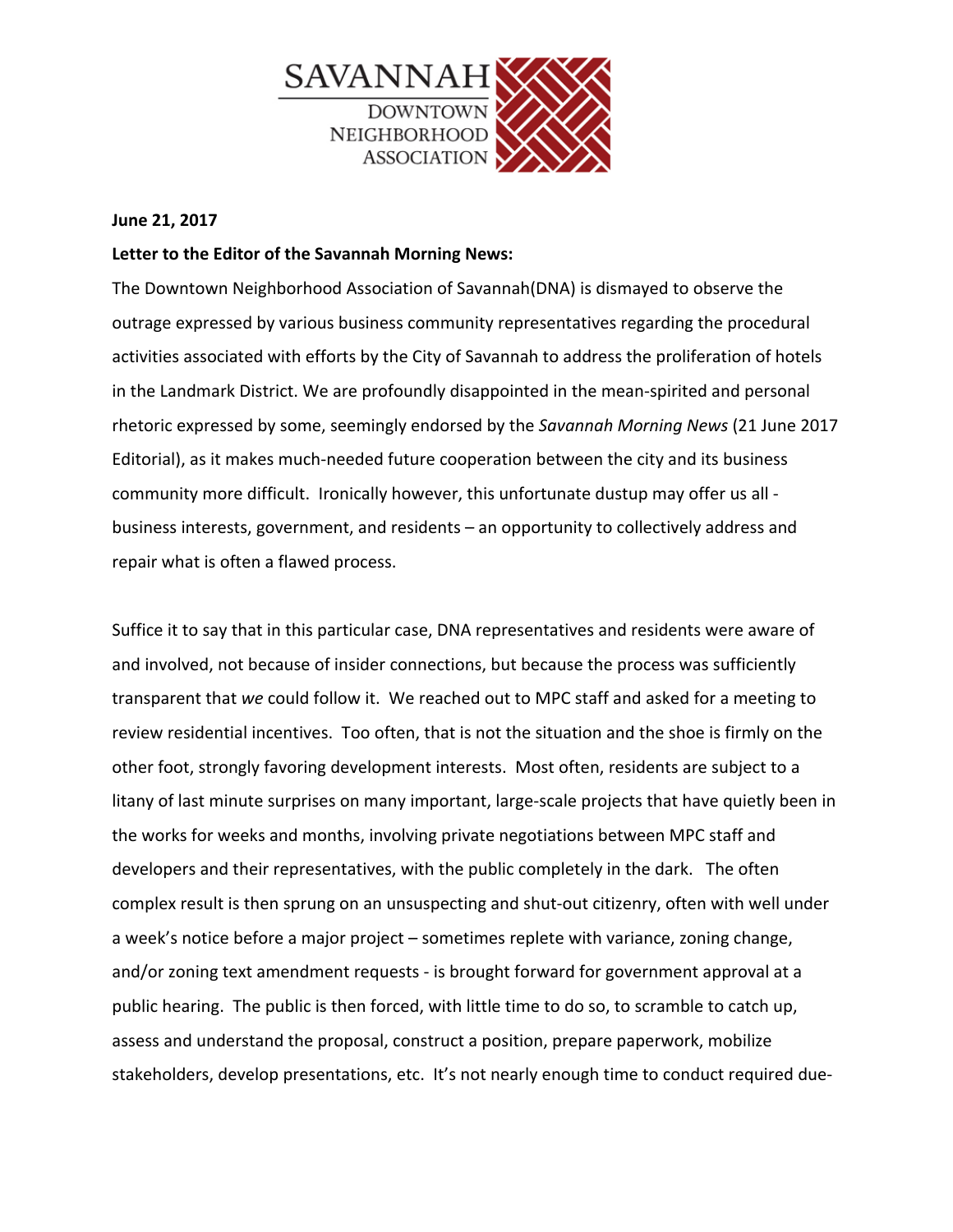SAVANNAH DOWNTOWN NEIGHBORHOOD ASSOCIATION

**June 21, 2017**

**Letter to the Editor of the Savannah Morning News:**

The Downtown Neighborhood Association of Savannah(DNA) is dismayed to observe the outrage expressed by various business community representatives regarding the procedural activities associated with efforts by the City of Savannah to address the proliferation of hotels in the Landmark District. We are profoundly disappointed in the mean-spirited and personal rhetoric expressed by some, seemingly endorsed by the *Savannah Morning News* (21 June 2017 Editorial), as it makes much-needed future cooperation between the city and its business community more difficult. Ironically however, this unfortunate dustup may offer us all - business interests, government, and residents – an opportunity to collectively address and repair what is often a flawed process.

Suffice it to say that in this particular case, DNA representatives and residents were aware of and involved, not because of insider connections, but because the process was sufficiently transparent that *we* could follow it. We reached out to MPC staff and asked for a meeting to review residential incentives. Too often, that is not the situation and the shoe is firmly on the other foot, strongly favoring development interests. Most often, residents are subject to a litany of last minute surprises on many important, large-scale projects that have quietly been in the works for weeks and months, involving private negotiations between MPC staff and developers and their representatives, with the public completely in the dark. The often complex result is then sprung on an unsuspecting and shut-out citizenry, often with well under a week's notice before a major project – sometimes replete with variance, zoning change, and/or zoning text amendment requests - is brought forward for government approval at a public hearing. The public is then forced, with little time to do so, to scramble to catch up, assess and understand the proposal, construct a position, prepare paperwork, mobilize stakeholders, develop presentations, etc. It's not nearly enough time to conduct required due-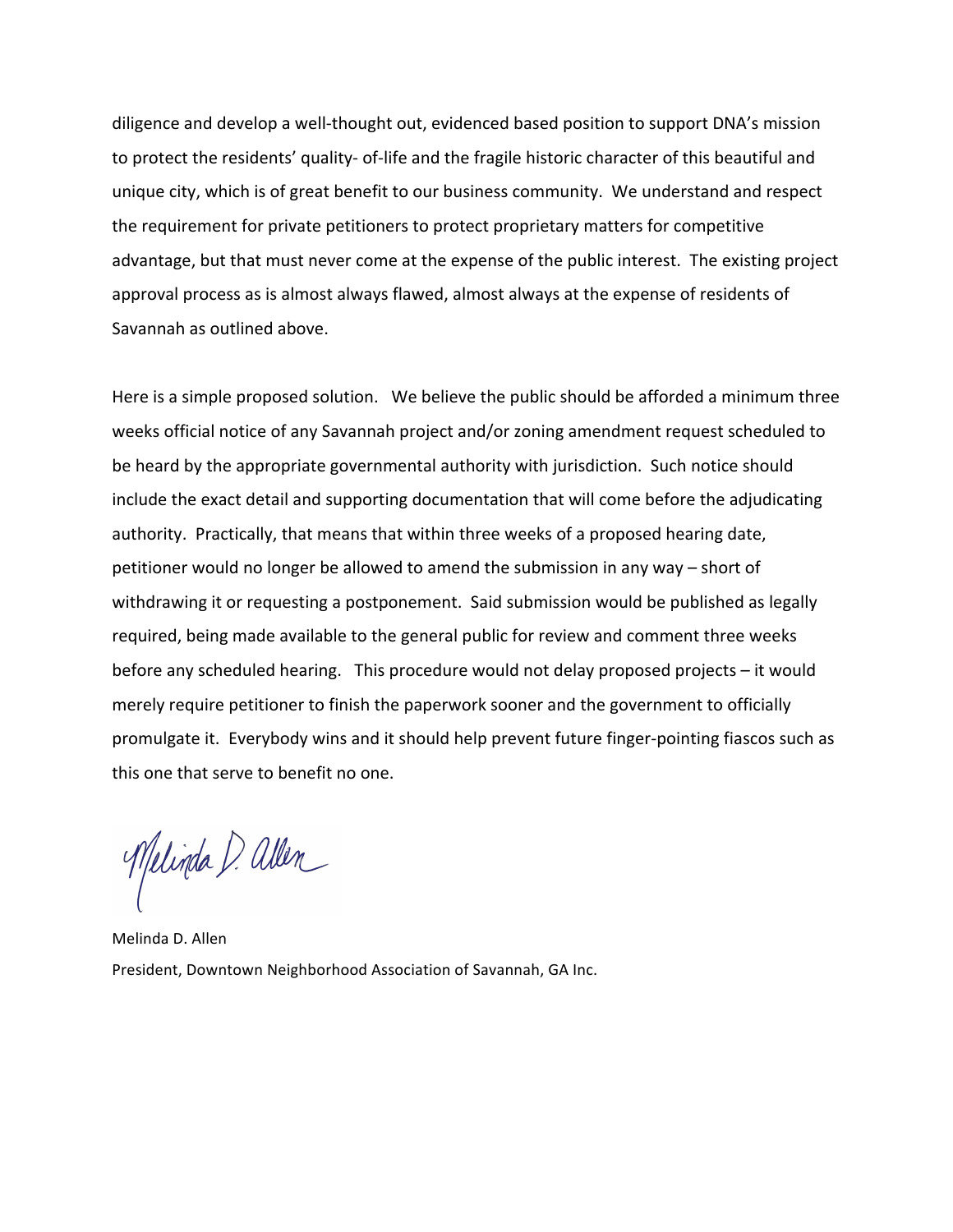diligence and develop a well-thought out, evidenced based position to support DNA's mission to protect the residents' quality- of-life and the fragile historic character of this beautiful and unique city, which is of great benefit to our business community. We understand and respect the requirement for private petitioners to protect proprietary matters for competitive advantage, but that must never come at the expense of the public interest. The existing project approval process as is almost always flawed, almost always at the expense of residents of Savannah as outlined above.

Here is a simple proposed solution. We believe the public should be afforded a minimum three weeks official notice of any Savannah project and/or zoning amendment request scheduled to be heard by the appropriate governmental authority with jurisdiction. Such notice should include the exact detail and supporting documentation that will come before the adjudicating authority. Practically, that means that within three weeks of a proposed hearing date, petitioner would no longer be allowed to amend the submission in any way – short of withdrawing it or requesting a postponement. Said submission would be published as legally required, being made available to the general public for review and comment three weeks before any scheduled hearing. This procedure would not delay proposed projects – it would merely require petitioner to finish the paperwork sooner and the government to officially promulgate it. Everybody wins and it should help prevent future finger-pointing fiascos such as this one that serve to benefit no one.

Melinda D. Allen

Melinda D. Allen
President, Downtown Neighborhood Association of Savannah, GA Inc.